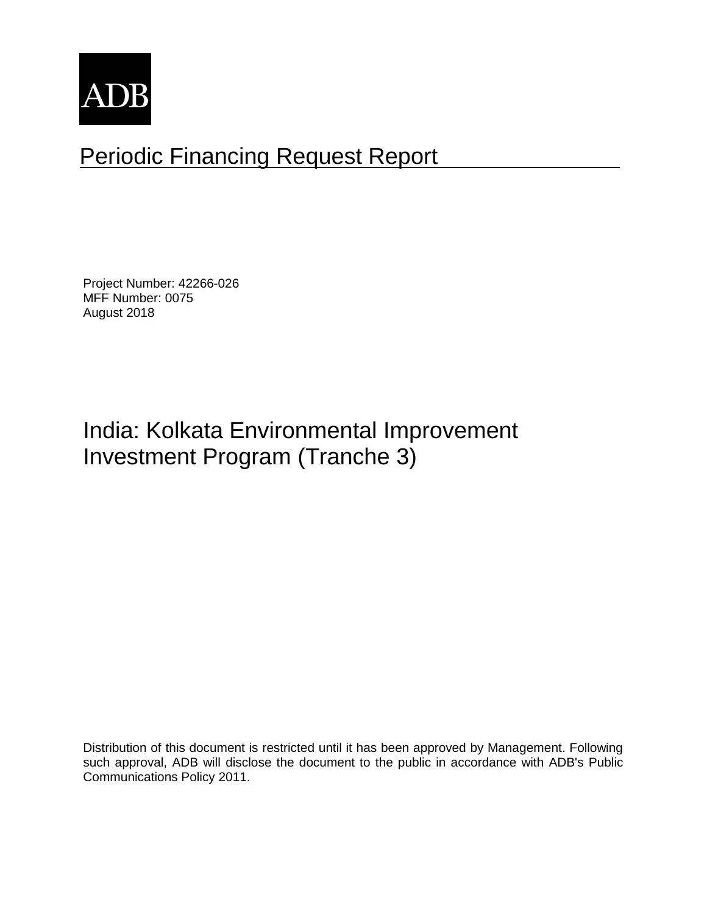ADB

# Periodic Financing Request Report

Project Number: 42266-026
MFF Number: 0075
August 2018

## India: Kolkata Environmental Improvement Investment Program (Tranche 3)

Distribution of this document is restricted until it has been approved by Management. Following such approval, ADB will disclose the document to the public in accordance with ADB's Public Communications Policy 2011.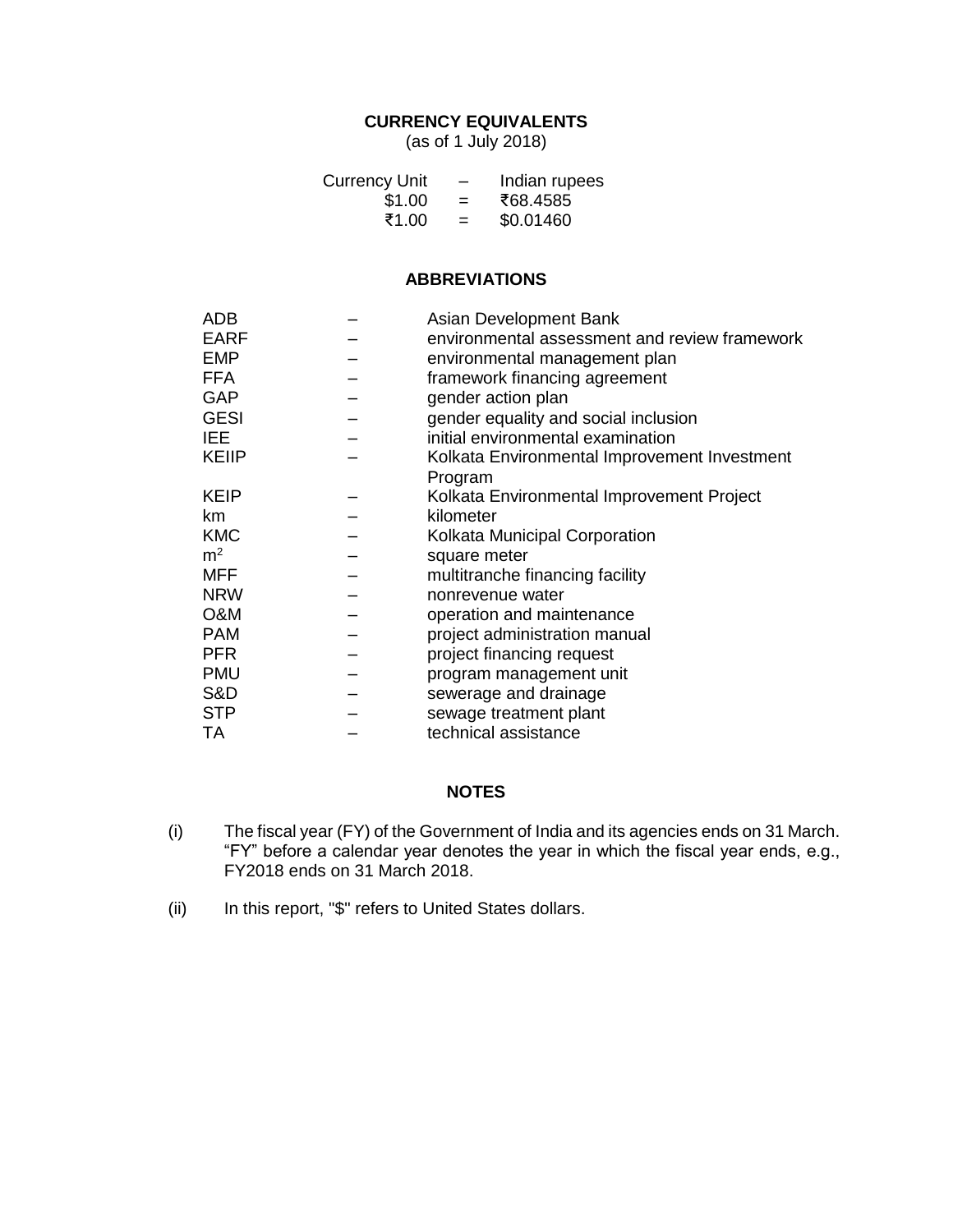## CURRENCY EQUIVALENTS

(as of 1 July 2018)

| Currency Unit | – | Indian rupees |
|---|---|---|
| $1.00 | = | ₹68.4585 |
| ₹1.00 | = | $0.01460 |

## ABBREVIATIONS

| | | |
|---|---|---|
| ADB | – | Asian Development Bank |
| EARF | – | environmental assessment and review framework |
| EMP | – | environmental management plan |
| FFA | – | framework financing agreement |
| GAP | – | gender action plan |
| GESI | – | gender equality and social inclusion |
| IEE | – | initial environmental examination |
| KEIIP | – | Kolkata Environmental Improvement Investment Program |
| KEIP | – | Kolkata Environmental Improvement Project |
| km | – | kilometer |
| KMC | – | Kolkata Municipal Corporation |
| $m^2$ | – | square meter |
| MFF | – | multitranche financing facility |
| NRW | – | nonrevenue water |
| O&M | – | operation and maintenance |
| PAM | – | project administration manual |
| PFR | – | project financing request |
| PMU | – | program management unit |
| S&D | – | sewerage and drainage |
| STP | – | sewage treatment plant |
| TA | – | technical assistance |

## NOTES

(i) The fiscal year (FY) of the Government of India and its agencies ends on 31 March. "FY" before a calendar year denotes the year in which the fiscal year ends, e.g., FY2018 ends on 31 March 2018.

(ii) In this report, "$" refers to United States dollars.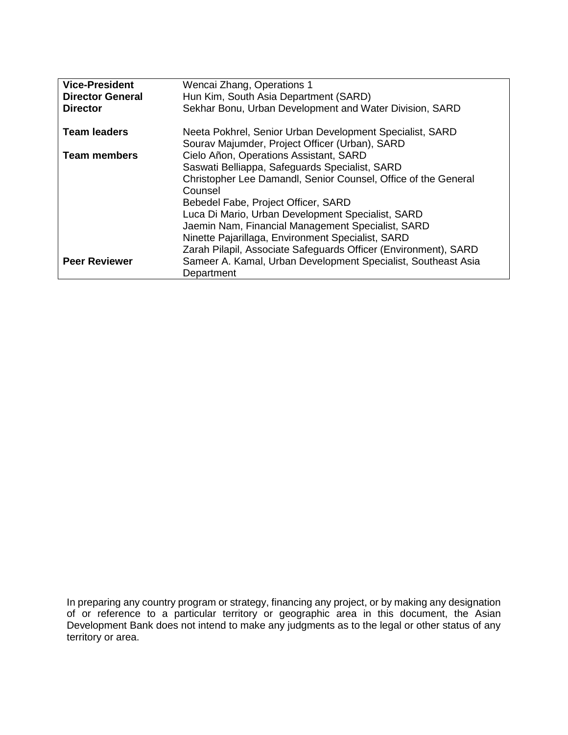| | |
|---|---|
| **Vice-President** | Wencai Zhang, Operations 1 |
| **Director General** | Hun Kim, South Asia Department (SARD) |
| **Director** | Sekhar Bonu, Urban Development and Water Division, SARD |
| | |
| **Team leaders** | Neeta Pokhrel, Senior Urban Development Specialist, SARD<br>Sourav Majumder, Project Officer (Urban), SARD |
| **Team members** | Cielo Añon, Operations Assistant, SARD<br>Saswati Belliappa, Safeguards Specialist, SARD<br>Christopher Lee Damandl, Senior Counsel, Office of the General Counsel<br>Bebedel Fabe, Project Officer, SARD<br>Luca Di Mario, Urban Development Specialist, SARD<br>Jaemin Nam, Financial Management Specialist, SARD<br>Ninette Pajarillaga, Environment Specialist, SARD<br>Zarah Pilapil, Associate Safeguards Officer (Environment), SARD |
| **Peer Reviewer** | Sameer A. Kamal, Urban Development Specialist, Southeast Asia Department |

In preparing any country program or strategy, financing any project, or by making any designation of or reference to a particular territory or geographic area in this document, the Asian Development Bank does not intend to make any judgments as to the legal or other status of any territory or area.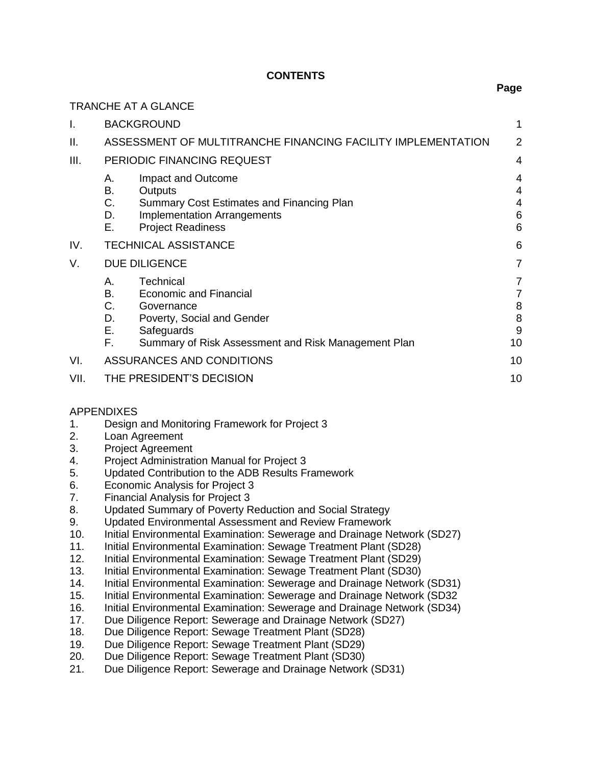**CONTENTS**

| | | | Page |
|---|---|---|---|
| TRANCHE AT A GLANCE | | | |
| I. | BACKGROUND | | 1 |
| II. | ASSESSMENT OF MULTITRANCHE FINANCING FACILITY IMPLEMENTATION | | 2 |
| III. | PERIODIC FINANCING REQUEST | | 4 |
| | A. | Impact and Outcome | 4 |
| | B. | Outputs | 4 |
| | C. | Summary Cost Estimates and Financing Plan | 4 |
| | D. | Implementation Arrangements | 6 |
| | E. | Project Readiness | 6 |
| IV. | TECHNICAL ASSISTANCE | | 6 |
| V. | DUE DILIGENCE | | 7 |
| | A. | Technical | 7 |
| | B. | Economic and Financial | 7 |
| | C. | Governance | 8 |
| | D. | Poverty, Social and Gender | 8 |
| | E. | Safeguards | 9 |
| | F. | Summary of Risk Assessment and Risk Management Plan | 10 |
| VI. | ASSURANCES AND CONDITIONS | | 10 |
| VII. | THE PRESIDENT'S DECISION | | 10 |

APPENDIXES

1. Design and Monitoring Framework for Project 3
2. Loan Agreement
3. Project Agreement
4. Project Administration Manual for Project 3
5. Updated Contribution to the ADB Results Framework
6. Economic Analysis for Project 3
7. Financial Analysis for Project 3
8. Updated Summary of Poverty Reduction and Social Strategy
9. Updated Environmental Assessment and Review Framework
10. Initial Environmental Examination: Sewerage and Drainage Network (SD27)
11. Initial Environmental Examination: Sewage Treatment Plant (SD28)
12. Initial Environmental Examination: Sewage Treatment Plant (SD29)
13. Initial Environmental Examination: Sewage Treatment Plant (SD30)
14. Initial Environmental Examination: Sewerage and Drainage Network (SD31)
15. Initial Environmental Examination: Sewerage and Drainage Network (SD32
16. Initial Environmental Examination: Sewerage and Drainage Network (SD34)
17. Due Diligence Report: Sewerage and Drainage Network (SD27)
18. Due Diligence Report: Sewage Treatment Plant (SD28)
19. Due Diligence Report: Sewage Treatment Plant (SD29)
20. Due Diligence Report: Sewage Treatment Plant (SD30)
21. Due Diligence Report: Sewerage and Drainage Network (SD31)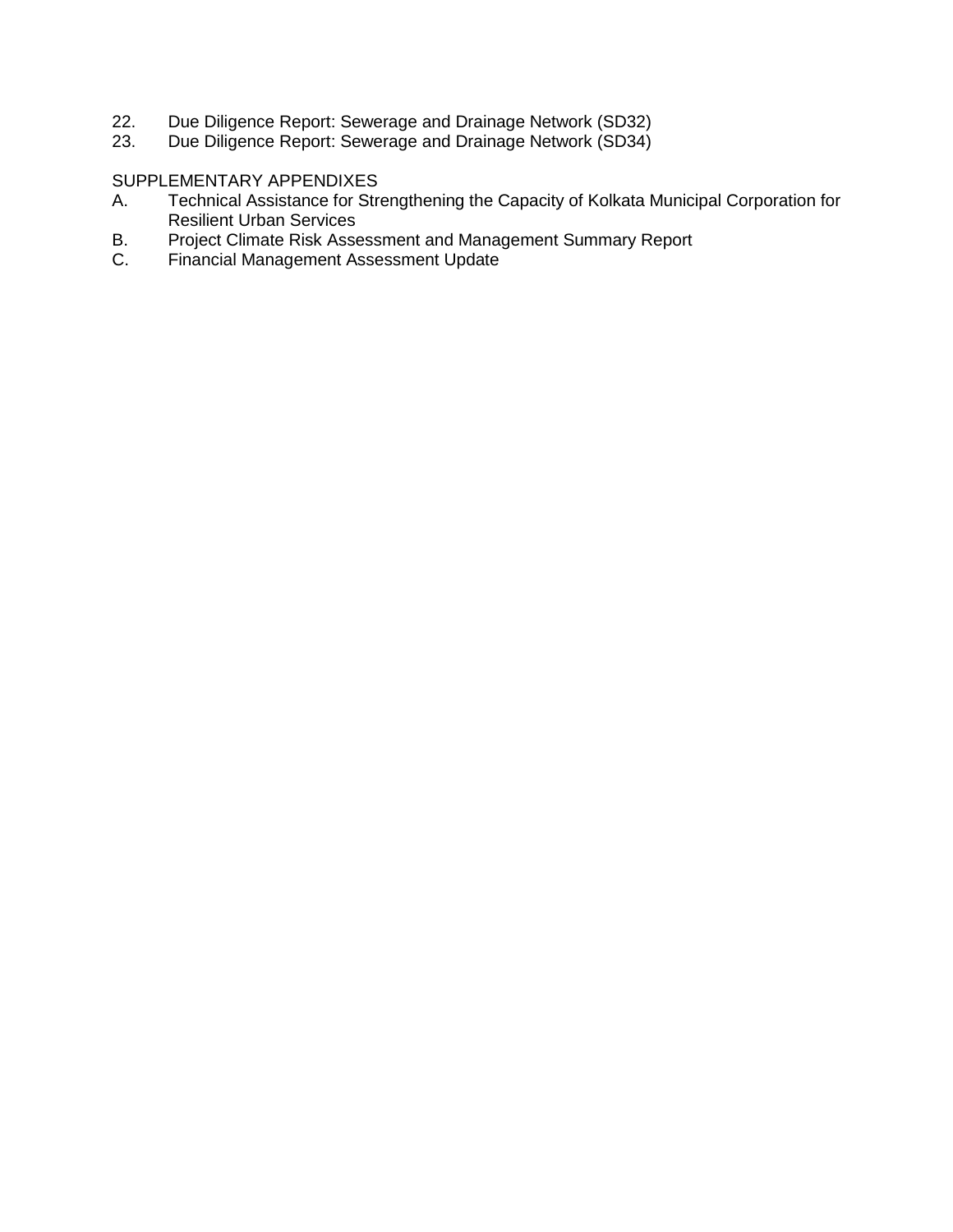22. Due Diligence Report: Sewerage and Drainage Network (SD32)
23. Due Diligence Report: Sewerage and Drainage Network (SD34)

SUPPLEMENTARY APPENDIXES

A. Technical Assistance for Strengthening the Capacity of Kolkata Municipal Corporation for Resilient Urban Services
B. Project Climate Risk Assessment and Management Summary Report
C. Financial Management Assessment Update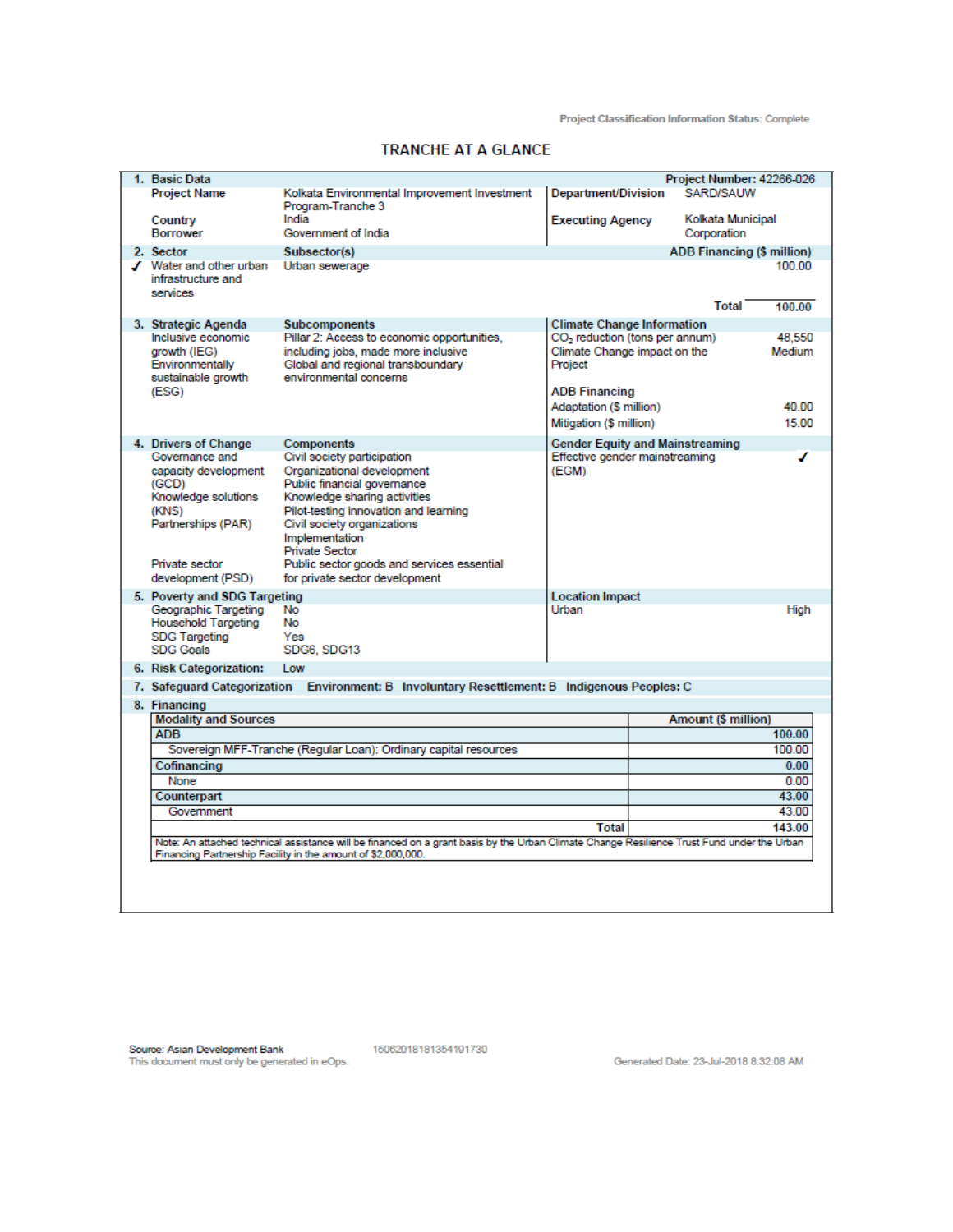Project Classification Information Status: Complete

# TRANCHE AT A GLANCE

## 1. Basic Data

**Project Number: 42266-026**

| | | | |
|---|---|---|---|
| **Project Name** | Kolkata Environmental Improvement Investment Program-Tranche 3 | **Department/Division** | SARD/SAUW |
| **Country** | India | **Executing Agency** | Kolkata Municipal Corporation |
| **Borrower** | Government of India | | |

## 2. Sector

| Sector | Subsector(s) | ADB Financing ($ million) |
|---|---|---|
| ✓ Water and other urban infrastructure and services | Urban sewerage | 100.00 |
| | **Total** | **100.00** |

## 3. Strategic Agenda

| Strategic Agenda | Subcomponents |
|---|---|
| Inclusive economic growth (IEG) | Pillar 2: Access to economic opportunities, including jobs, made more inclusive |
| Environmentally sustainable growth (ESG) | Global and regional transboundary environmental concerns |

**Climate Change Information**

| | |
|---|---|
| $CO_2$ reduction (tons per annum) | 48,550 |
| Climate Change impact on the Project | Medium |
| **ADB Financing** | |
| Adaptation ($ million) | 40.00 |
| Mitigation ($ million) | 15.00 |

## 4. Drivers of Change

| Drivers of Change | Components |
|---|---|
| Governance and capacity development (GCD) | Civil society participation<br>Organizational development<br>Public financial governance |
| Knowledge solutions (KNS) | Knowledge sharing activities<br>Pilot-testing innovation and learning |
| Partnerships (PAR) | Civil society organizations<br>Implementation<br>Private Sector |
| Private sector development (PSD) | Public sector goods and services essential for private sector development |

**Gender Equity and Mainstreaming**

| | |
|---|---|
| Effective gender mainstreaming (EGM) | ✓ |

## 5. Poverty and SDG Targeting

| | |
|---|---|
| Geographic Targeting | No |
| Household Targeting | No |
| SDG Targeting | Yes |
| SDG Goals | SDG6, SDG13 |

**Location Impact**

| | |
|---|---|
| Urban | High |

## 6. Risk Categorization: Low

## 7. Safeguard Categorization

Environment: B Involuntary Resettlement: B Indigenous Peoples: C

## 8. Financing

| Modality and Sources | Amount ($ million) |
|---|---|
| **ADB** | **100.00** |
| Sovereign MFF-Tranche (Regular Loan): Ordinary capital resources | 100.00 |
| **Cofinancing** | **0.00** |
| None | 0.00 |
| **Counterpart** | **43.00** |
| Government | 43.00 |
| **Total** | **143.00** |

Note: An attached technical assistance will be financed on a grant basis by the Urban Climate Change Resilience Trust Fund under the Urban Financing Partnership Facility in the amount of $2,000,000.

Source: Asian Development Bank
This document must only be generated in eOps. 15062018181354191730 Generated Date: 23-Jul-2018 8:32:08 AM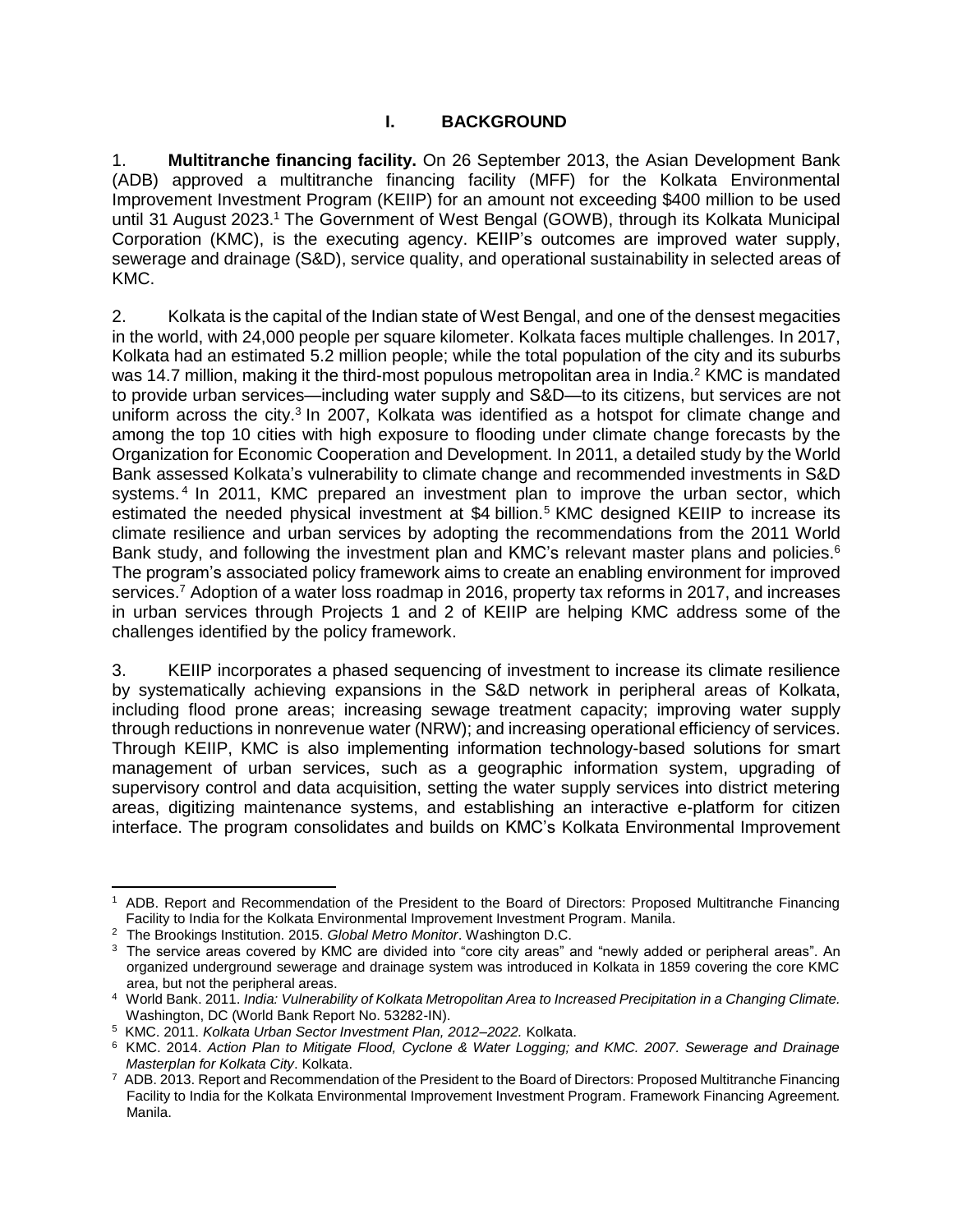# I. BACKGROUND

1. **Multitranche financing facility.** On 26 September 2013, the Asian Development Bank (ADB) approved a multitranche financing facility (MFF) for the Kolkata Environmental Improvement Investment Program (KEIIP) for an amount not exceeding $400 million to be used until 31 August 2023.[1] The Government of West Bengal (GOWB), through its Kolkata Municipal Corporation (KMC), is the executing agency. KEIIP's outcomes are improved water supply, sewerage and drainage (S&D), service quality, and operational sustainability in selected areas of KMC.

2. Kolkata is the capital of the Indian state of West Bengal, and one of the densest megacities in the world, with 24,000 people per square kilometer. Kolkata faces multiple challenges. In 2017, Kolkata had an estimated 5.2 million people; while the total population of the city and its suburbs was 14.7 million, making it the third-most populous metropolitan area in India.[2] KMC is mandated to provide urban services—including water supply and S&D—to its citizens, but services are not uniform across the city.[3] In 2007, Kolkata was identified as a hotspot for climate change and among the top 10 cities with high exposure to flooding under climate change forecasts by the Organization for Economic Cooperation and Development. In 2011, a detailed study by the World Bank assessed Kolkata's vulnerability to climate change and recommended investments in S&D systems.[4] In 2011, KMC prepared an investment plan to improve the urban sector, which estimated the needed physical investment at $4 billion.[5] KMC designed KEIIP to increase its climate resilience and urban services by adopting the recommendations from the 2011 World Bank study, and following the investment plan and KMC's relevant master plans and policies.[6] The program's associated policy framework aims to create an enabling environment for improved services.[7] Adoption of a water loss roadmap in 2016, property tax reforms in 2017, and increases in urban services through Projects 1 and 2 of KEIIP are helping KMC address some of the challenges identified by the policy framework.

3. KEIIP incorporates a phased sequencing of investment to increase its climate resilience by systematically achieving expansions in the S&D network in peripheral areas of Kolkata, including flood prone areas; increasing sewage treatment capacity; improving water supply through reductions in nonrevenue water (NRW); and increasing operational efficiency of services. Through KEIIP, KMC is also implementing information technology-based solutions for smart management of urban services, such as a geographic information system, upgrading of supervisory control and data acquisition, setting the water supply services into district metering areas, digitizing maintenance systems, and establishing an interactive e-platform for citizen interface. The program consolidates and builds on KMC's Kolkata Environmental Improvement

---

[1] ADB. Report and Recommendation of the President to the Board of Directors: Proposed Multitranche Financing Facility to India for the Kolkata Environmental Improvement Investment Program. Manila.

[2] The Brookings Institution. 2015. *Global Metro Monitor*. Washington D.C.

[3] The service areas covered by KMC are divided into "core city areas" and "newly added or peripheral areas". An organized underground sewerage and drainage system was introduced in Kolkata in 1859 covering the core KMC area, but not the peripheral areas.

[4] World Bank. 2011. *India: Vulnerability of Kolkata Metropolitan Area to Increased Precipitation in a Changing Climate.* Washington, DC (World Bank Report No. 53282-IN).

[5] KMC. 2011. *Kolkata Urban Sector Investment Plan, 2012–2022.* Kolkata.

[6] KMC. 2014. *Action Plan to Mitigate Flood, Cyclone & Water Logging; and KMC. 2007. Sewerage and Drainage Masterplan for Kolkata City*. Kolkata.

[7] ADB. 2013. Report and Recommendation of the President to the Board of Directors: Proposed Multitranche Financing Facility to India for the Kolkata Environmental Improvement Investment Program. Framework Financing Agreement. Manila.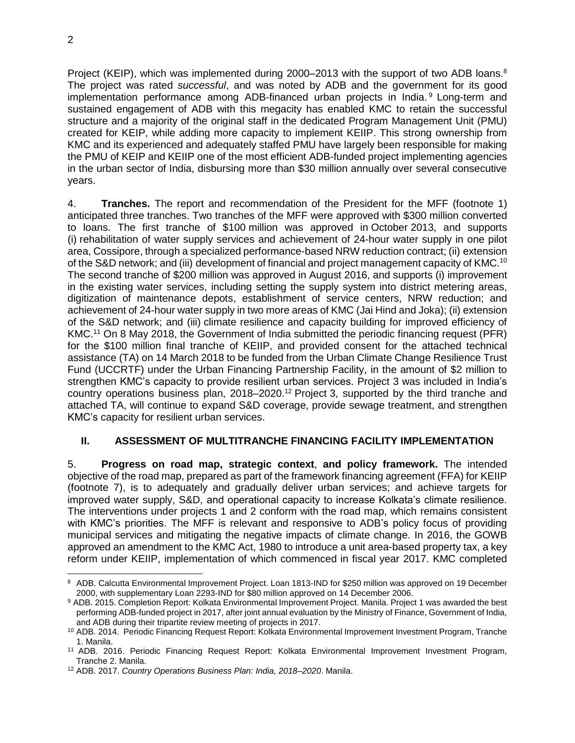Project (KEIP), which was implemented during 2000–2013 with the support of two ADB loans.[8] The project was rated *successful*, and was noted by ADB and the government for its good implementation performance among ADB-financed urban projects in India.[9] Long-term and sustained engagement of ADB with this megacity has enabled KMC to retain the successful structure and a majority of the original staff in the dedicated Program Management Unit (PMU) created for KEIP, while adding more capacity to implement KEIIP. This strong ownership from KMC and its experienced and adequately staffed PMU have largely been responsible for making the PMU of KEIP and KEIIP one of the most efficient ADB-funded project implementing agencies in the urban sector of India, disbursing more than $30 million annually over several consecutive years.

4. **Tranches.** The report and recommendation of the President for the MFF (footnote 1) anticipated three tranches. Two tranches of the MFF were approved with $300 million converted to loans. The first tranche of $100 million was approved in October 2013, and supports (i) rehabilitation of water supply services and achievement of 24-hour water supply in one pilot area, Cossipore, through a specialized performance-based NRW reduction contract; (ii) extension of the S&D network; and (iii) development of financial and project management capacity of KMC.[10] The second tranche of $200 million was approved in August 2016, and supports (i) improvement in the existing water services, including setting the supply system into district metering areas, digitization of maintenance depots, establishment of service centers, NRW reduction; and achievement of 24-hour water supply in two more areas of KMC (Jai Hind and Joka); (ii) extension of the S&D network; and (iii) climate resilience and capacity building for improved efficiency of KMC.[11] On 8 May 2018, the Government of India submitted the periodic financing request (PFR) for the $100 million final tranche of KEIIP, and provided consent for the attached technical assistance (TA) on 14 March 2018 to be funded from the Urban Climate Change Resilience Trust Fund (UCCRTF) under the Urban Financing Partnership Facility, in the amount of $2 million to strengthen KMC's capacity to provide resilient urban services. Project 3 was included in India's country operations business plan, 2018–2020.[12] Project 3, supported by the third tranche and attached TA, will continue to expand S&D coverage, provide sewage treatment, and strengthen KMC's capacity for resilient urban services.

## II. ASSESSMENT OF MULTITRANCHE FINANCING FACILITY IMPLEMENTATION

5. **Progress on road map, strategic context**, **and policy framework.** The intended objective of the road map, prepared as part of the framework financing agreement (FFA) for KEIIP (footnote 7), is to adequately and gradually deliver urban services; and achieve targets for improved water supply, S&D, and operational capacity to increase Kolkata's climate resilience. The interventions under projects 1 and 2 conform with the road map, which remains consistent with KMC's priorities. The MFF is relevant and responsive to ADB's policy focus of providing municipal services and mitigating the negative impacts of climate change. In 2016, the GOWB approved an amendment to the KMC Act, 1980 to introduce a unit area-based property tax, a key reform under KEIIP, implementation of which commenced in fiscal year 2017. KMC completed

---

[8] ADB. Calcutta Environmental Improvement Project. Loan 1813-IND for $250 million was approved on 19 December 2000, with supplementary Loan 2293-IND for $80 million approved on 14 December 2006.

[9] ADB. 2015. Completion Report: Kolkata Environmental Improvement Project. Manila. Project 1 was awarded the best performing ADB-funded project in 2017, after joint annual evaluation by the Ministry of Finance, Government of India, and ADB during their tripartite review meeting of projects in 2017.

[10] ADB. 2014. Periodic Financing Request Report: Kolkata Environmental Improvement Investment Program, Tranche 1. Manila.

[11] ADB. 2016. Periodic Financing Request Report: Kolkata Environmental Improvement Investment Program, Tranche 2. Manila.

[12] ADB. 2017. *Country Operations Business Plan: India, 2018–2020*. Manila.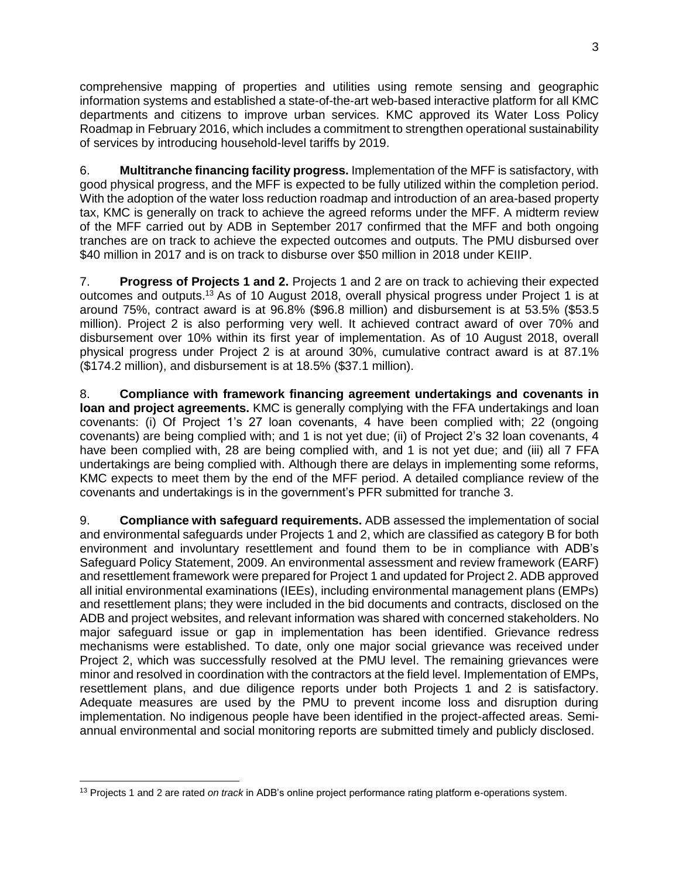comprehensive mapping of properties and utilities using remote sensing and geographic information systems and established a state-of-the-art web-based interactive platform for all KMC departments and citizens to improve urban services. KMC approved its Water Loss Policy Roadmap in February 2016, which includes a commitment to strengthen operational sustainability of services by introducing household-level tariffs by 2019.

6. **Multitranche financing facility progress.** Implementation of the MFF is satisfactory, with good physical progress, and the MFF is expected to be fully utilized within the completion period. With the adoption of the water loss reduction roadmap and introduction of an area-based property tax, KMC is generally on track to achieve the agreed reforms under the MFF. A midterm review of the MFF carried out by ADB in September 2017 confirmed that the MFF and both ongoing tranches are on track to achieve the expected outcomes and outputs. The PMU disbursed over \$40 million in 2017 and is on track to disburse over \$50 million in 2018 under KEIIP.

7. **Progress of Projects 1 and 2.** Projects 1 and 2 are on track to achieving their expected outcomes and outputs.[13] As of 10 August 2018, overall physical progress under Project 1 is at around 75%, contract award is at 96.8% (\$96.8 million) and disbursement is at 53.5% (\$53.5 million). Project 2 is also performing very well. It achieved contract award of over 70% and disbursement over 10% within its first year of implementation. As of 10 August 2018, overall physical progress under Project 2 is at around 30%, cumulative contract award is at 87.1% (\$174.2 million), and disbursement is at 18.5% (\$37.1 million).

8. **Compliance with framework financing agreement undertakings and covenants in loan and project agreements.** KMC is generally complying with the FFA undertakings and loan covenants: (i) Of Project 1's 27 loan covenants, 4 have been complied with; 22 (ongoing covenants) are being complied with; and 1 is not yet due; (ii) of Project 2's 32 loan covenants, 4 have been complied with, 28 are being complied with, and 1 is not yet due; and (iii) all 7 FFA undertakings are being complied with. Although there are delays in implementing some reforms, KMC expects to meet them by the end of the MFF period. A detailed compliance review of the covenants and undertakings is in the government's PFR submitted for tranche 3.

9. **Compliance with safeguard requirements.** ADB assessed the implementation of social and environmental safeguards under Projects 1 and 2, which are classified as category B for both environment and involuntary resettlement and found them to be in compliance with ADB's Safeguard Policy Statement, 2009. An environmental assessment and review framework (EARF) and resettlement framework were prepared for Project 1 and updated for Project 2. ADB approved all initial environmental examinations (IEEs), including environmental management plans (EMPs) and resettlement plans; they were included in the bid documents and contracts, disclosed on the ADB and project websites, and relevant information was shared with concerned stakeholders. No major safeguard issue or gap in implementation has been identified. Grievance redress mechanisms were established. To date, only one major social grievance was received under Project 2, which was successfully resolved at the PMU level. The remaining grievances were minor and resolved in coordination with the contractors at the field level. Implementation of EMPs, resettlement plans, and due diligence reports under both Projects 1 and 2 is satisfactory. Adequate measures are used by the PMU to prevent income loss and disruption during implementation. No indigenous people have been identified in the project-affected areas. Semi-annual environmental and social monitoring reports are submitted timely and publicly disclosed.

---

[13] Projects 1 and 2 are rated *on track* in ADB's online project performance rating platform e-operations system.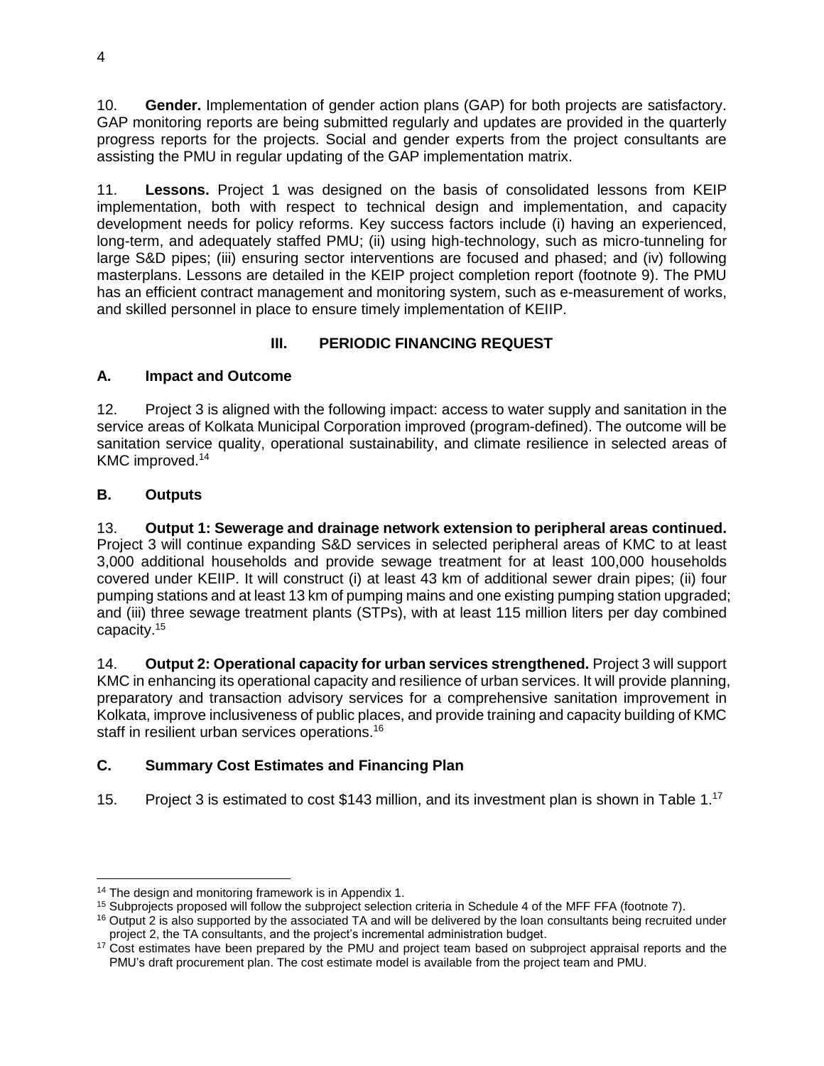10. **Gender.** Implementation of gender action plans (GAP) for both projects are satisfactory. GAP monitoring reports are being submitted regularly and updates are provided in the quarterly progress reports for the projects. Social and gender experts from the project consultants are assisting the PMU in regular updating of the GAP implementation matrix.

11. **Lessons.** Project 1 was designed on the basis of consolidated lessons from KEIP implementation, both with respect to technical design and implementation, and capacity development needs for policy reforms. Key success factors include (i) having an experienced, long-term, and adequately staffed PMU; (ii) using high-technology, such as micro-tunneling for large S&D pipes; (iii) ensuring sector interventions are focused and phased; and (iv) following masterplans. Lessons are detailed in the KEIP project completion report (footnote 9). The PMU has an efficient contract management and monitoring system, such as e-measurement of works, and skilled personnel in place to ensure timely implementation of KEIIP.

## III. PERIODIC FINANCING REQUEST

### A. Impact and Outcome

12. Project 3 is aligned with the following impact: access to water supply and sanitation in the service areas of Kolkata Municipal Corporation improved (program-defined). The outcome will be sanitation service quality, operational sustainability, and climate resilience in selected areas of KMC improved.[14]

### B. Outputs

13. **Output 1: Sewerage and drainage network extension to peripheral areas continued.** Project 3 will continue expanding S&D services in selected peripheral areas of KMC to at least 3,000 additional households and provide sewage treatment for at least 100,000 households covered under KEIIP. It will construct (i) at least 43 km of additional sewer drain pipes; (ii) four pumping stations and at least 13 km of pumping mains and one existing pumping station upgraded; and (iii) three sewage treatment plants (STPs), with at least 115 million liters per day combined capacity.[15]

14. **Output 2: Operational capacity for urban services strengthened.** Project 3 will support KMC in enhancing its operational capacity and resilience of urban services. It will provide planning, preparatory and transaction advisory services for a comprehensive sanitation improvement in Kolkata, improve inclusiveness of public places, and provide training and capacity building of KMC staff in resilient urban services operations.[16]

### C. Summary Cost Estimates and Financing Plan

15. Project 3 is estimated to cost \$143 million, and its investment plan is shown in Table 1.[17]

---

[14] The design and monitoring framework is in Appendix 1.

[15] Subprojects proposed will follow the subproject selection criteria in Schedule 4 of the MFF FFA (footnote 7).

[16] Output 2 is also supported by the associated TA and will be delivered by the loan consultants being recruited under project 2, the TA consultants, and the project's incremental administration budget.

[17] Cost estimates have been prepared by the PMU and project team based on subproject appraisal reports and the PMU's draft procurement plan. The cost estimate model is available from the project team and PMU.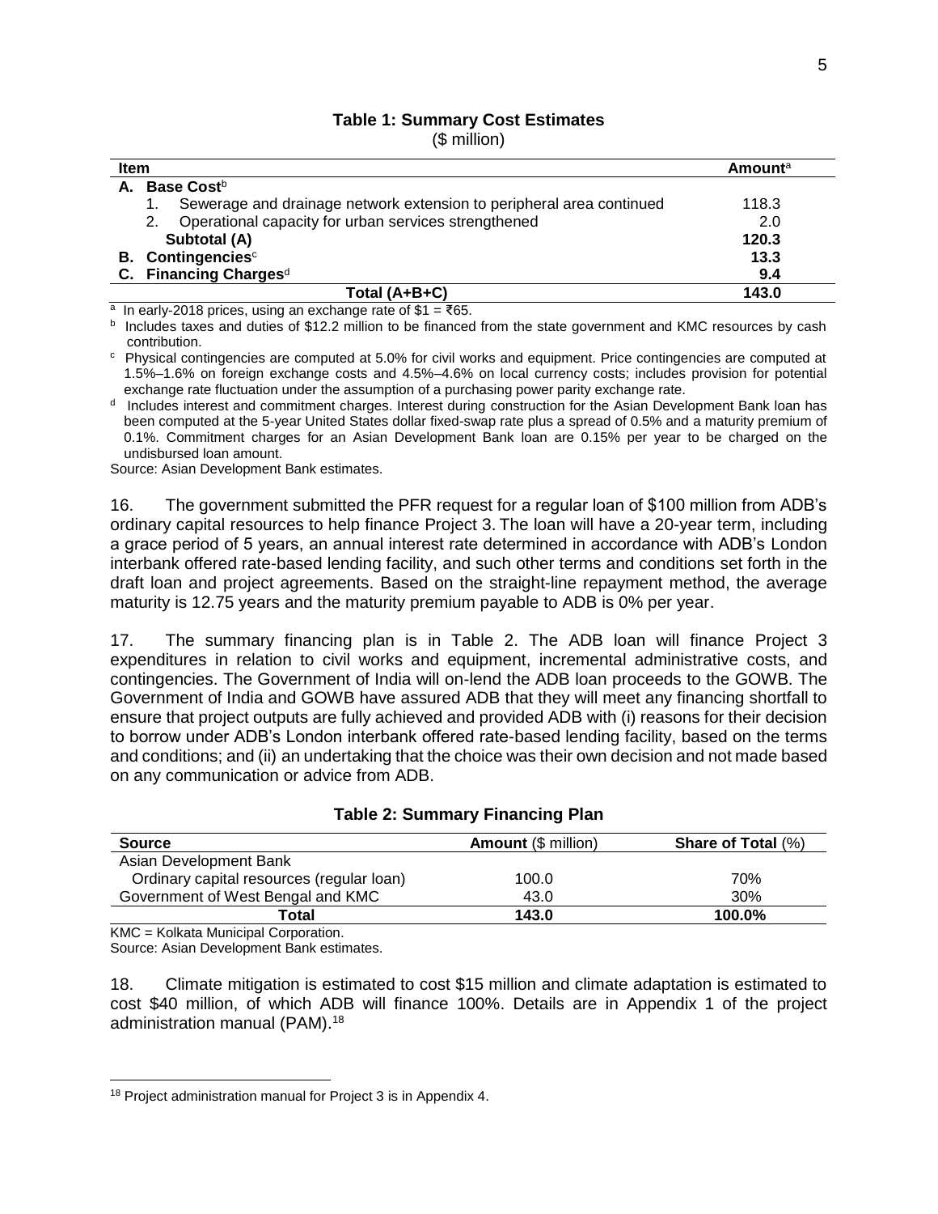**Table 1: Summary Cost Estimates**
($ million)

| Item | Amount[a] |
|---|---|
| **A. Base Cost**[b] | |
| 1. Sewerage and drainage network extension to peripheral area continued | 118.3 |
| 2. Operational capacity for urban services strengthened | 2.0 |
| **Subtotal (A)** | **120.3** |
| **B. Contingencies**[c] | **13.3** |
| **C. Financing Charges**[d] | **9.4** |
| **Total (A+B+C)** | **143.0** |

[a] In early-2018 prices, using an exchange rate of $1 = ₹65.

[b] Includes taxes and duties of $12.2 million to be financed from the state government and KMC resources by cash contribution.

[c] Physical contingencies are computed at 5.0% for civil works and equipment. Price contingencies are computed at 1.5%–1.6% on foreign exchange costs and 4.5%–4.6% on local currency costs; includes provision for potential exchange rate fluctuation under the assumption of a purchasing power parity exchange rate.

[d] Includes interest and commitment charges. Interest during construction for the Asian Development Bank loan has been computed at the 5-year United States dollar fixed-swap rate plus a spread of 0.5% and a maturity premium of 0.1%. Commitment charges for an Asian Development Bank loan are 0.15% per year to be charged on the undisbursed loan amount.

Source: Asian Development Bank estimates.

16. The government submitted the PFR request for a regular loan of $100 million from ADB's ordinary capital resources to help finance Project 3. The loan will have a 20-year term, including a grace period of 5 years, an annual interest rate determined in accordance with ADB's London interbank offered rate-based lending facility, and such other terms and conditions set forth in the draft loan and project agreements. Based on the straight-line repayment method, the average maturity is 12.75 years and the maturity premium payable to ADB is 0% per year.

17. The summary financing plan is in Table 2. The ADB loan will finance Project 3 expenditures in relation to civil works and equipment, incremental administrative costs, and contingencies. The Government of India will on-lend the ADB loan proceeds to the GOWB. The Government of India and GOWB have assured ADB that they will meet any financing shortfall to ensure that project outputs are fully achieved and provided ADB with (i) reasons for their decision to borrow under ADB's London interbank offered rate-based lending facility, based on the terms and conditions; and (ii) an undertaking that the choice was their own decision and not made based on any communication or advice from ADB.

**Table 2: Summary Financing Plan**

| Source | Amount ($ million) | Share of Total (%) |
|---|---|---|
| Asian Development Bank | | |
| Ordinary capital resources (regular loan) | 100.0 | 70% |
| Government of West Bengal and KMC | 43.0 | 30% |
| **Total** | **143.0** | **100.0%** |

KMC = Kolkata Municipal Corporation.

Source: Asian Development Bank estimates.

18. Climate mitigation is estimated to cost $15 million and climate adaptation is estimated to cost $40 million, of which ADB will finance 100%. Details are in Appendix 1 of the project administration manual (PAM).[18]

[18] Project administration manual for Project 3 is in Appendix 4.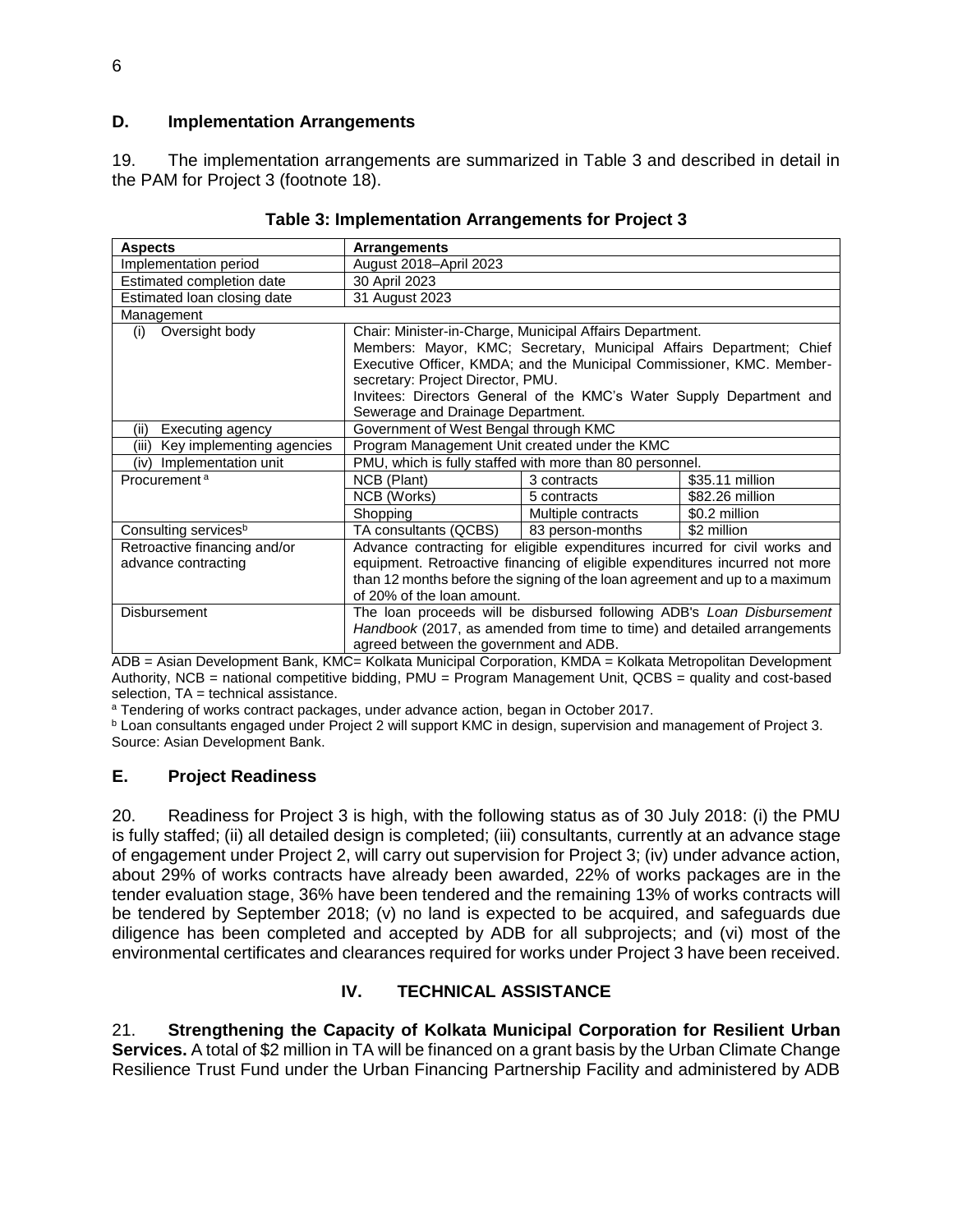## D. Implementation Arrangements

19. The implementation arrangements are summarized in Table 3 and described in detail in the PAM for Project 3 (footnote 18).

**Table 3: Implementation Arrangements for Project 3**

| Aspects | Arrangements | | |
|---|---|---|---|
| Implementation period | August 2018–April 2023 | | |
| Estimated completion date | 30 April 2023 | | |
| Estimated loan closing date | 31 August 2023 | | |
| Management | | | |
| (i) Oversight body | Chair: Minister-in-Charge, Municipal Affairs Department. Members: Mayor, KMC; Secretary, Municipal Affairs Department; Chief Executive Officer, KMDA; and the Municipal Commissioner, KMC. Member-secretary: Project Director, PMU. Invitees: Directors General of the KMC's Water Supply Department and Sewerage and Drainage Department. | | |
| (ii) Executing agency | Government of West Bengal through KMC | | |
| (iii) Key implementing agencies | Program Management Unit created under the KMC | | |
| (iv) Implementation unit | PMU, which is fully staffed with more than 80 personnel. | | |
| Procurement [a] | NCB (Plant) | 3 contracts | $35.11 million |
| | NCB (Works) | 5 contracts | $82.26 million |
| | Shopping | Multiple contracts | $0.2 million |
| Consulting services[b] | TA consultants (QCBS) | 83 person-months | $2 million |
| Retroactive financing and/or advance contracting | Advance contracting for eligible expenditures incurred for civil works and equipment. Retroactive financing of eligible expenditures incurred not more than 12 months before the signing of the loan agreement and up to a maximum of 20% of the loan amount. | | |
| Disbursement | The loan proceeds will be disbursed following ADB's *Loan Disbursement Handbook* (2017, as amended from time to time) and detailed arrangements agreed between the government and ADB. | | |

ADB = Asian Development Bank, KMC= Kolkata Municipal Corporation, KMDA = Kolkata Metropolitan Development Authority, NCB = national competitive bidding, PMU = Program Management Unit, QCBS = quality and cost-based selection, TA = technical assistance.

[a] Tendering of works contract packages, under advance action, began in October 2017.

[b] Loan consultants engaged under Project 2 will support KMC in design, supervision and management of Project 3.

Source: Asian Development Bank.

## E. Project Readiness

20. Readiness for Project 3 is high, with the following status as of 30 July 2018: (i) the PMU is fully staffed; (ii) all detailed design is completed; (iii) consultants, currently at an advance stage of engagement under Project 2, will carry out supervision for Project 3; (iv) under advance action, about 29% of works contracts have already been awarded, 22% of works packages are in the tender evaluation stage, 36% have been tendered and the remaining 13% of works contracts will be tendered by September 2018; (v) no land is expected to be acquired, and safeguards due diligence has been completed and accepted by ADB for all subprojects; and (vi) most of the environmental certificates and clearances required for works under Project 3 have been received.

# IV. TECHNICAL ASSISTANCE

21. **Strengthening the Capacity of Kolkata Municipal Corporation for Resilient Urban Services.** A total of $2 million in TA will be financed on a grant basis by the Urban Climate Change Resilience Trust Fund under the Urban Financing Partnership Facility and administered by ADB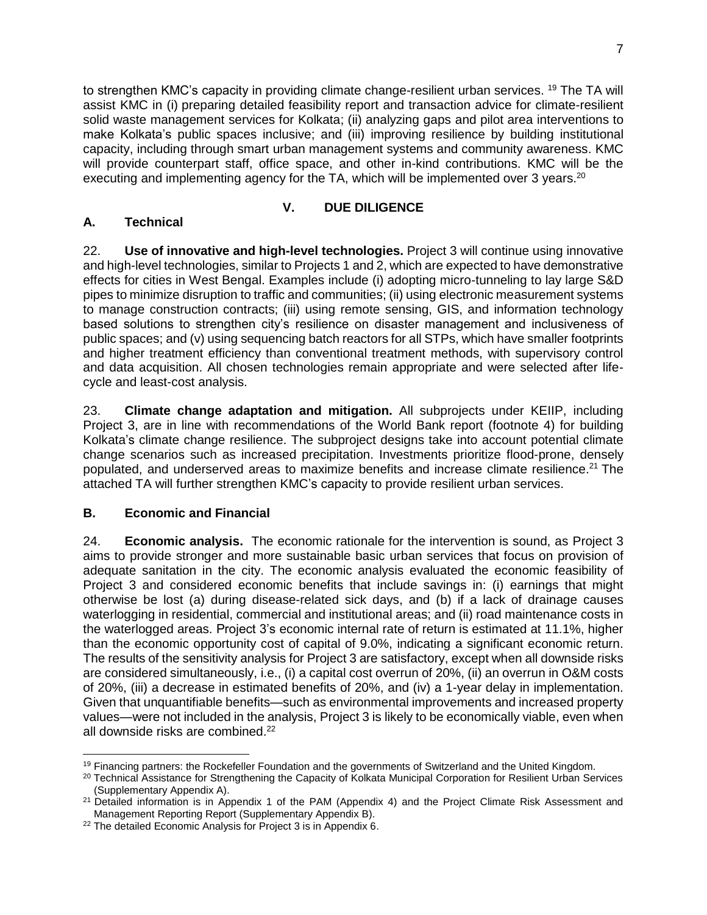to strengthen KMC's capacity in providing climate change-resilient urban services. [19] The TA will assist KMC in (i) preparing detailed feasibility report and transaction advice for climate-resilient solid waste management services for Kolkata; (ii) analyzing gaps and pilot area interventions to make Kolkata's public spaces inclusive; and (iii) improving resilience by building institutional capacity, including through smart urban management systems and community awareness. KMC will provide counterpart staff, office space, and other in-kind contributions. KMC will be the executing and implementing agency for the TA, which will be implemented over 3 years.[20]

## V. DUE DILIGENCE

### A. Technical

22. **Use of innovative and high-level technologies.** Project 3 will continue using innovative and high-level technologies, similar to Projects 1 and 2, which are expected to have demonstrative effects for cities in West Bengal. Examples include (i) adopting micro-tunneling to lay large S&D pipes to minimize disruption to traffic and communities; (ii) using electronic measurement systems to manage construction contracts; (iii) using remote sensing, GIS, and information technology based solutions to strengthen city's resilience on disaster management and inclusiveness of public spaces; and (v) using sequencing batch reactors for all STPs, which have smaller footprints and higher treatment efficiency than conventional treatment methods, with supervisory control and data acquisition. All chosen technologies remain appropriate and were selected after life-cycle and least-cost analysis.

23. **Climate change adaptation and mitigation.** All subprojects under KEIIP, including Project 3, are in line with recommendations of the World Bank report (footnote 4) for building Kolkata's climate change resilience. The subproject designs take into account potential climate change scenarios such as increased precipitation. Investments prioritize flood-prone, densely populated, and underserved areas to maximize benefits and increase climate resilience.[21] The attached TA will further strengthen KMC's capacity to provide resilient urban services.

### B. Economic and Financial

24. **Economic analysis.** The economic rationale for the intervention is sound, as Project 3 aims to provide stronger and more sustainable basic urban services that focus on provision of adequate sanitation in the city. The economic analysis evaluated the economic feasibility of Project 3 and considered economic benefits that include savings in: (i) earnings that might otherwise be lost (a) during disease-related sick days, and (b) if a lack of drainage causes waterlogging in residential, commercial and institutional areas; and (ii) road maintenance costs in the waterlogged areas. Project 3's economic internal rate of return is estimated at 11.1%, higher than the economic opportunity cost of capital of 9.0%, indicating a significant economic return. The results of the sensitivity analysis for Project 3 are satisfactory, except when all downside risks are considered simultaneously, i.e., (i) a capital cost overrun of 20%, (ii) an overrun in O&M costs of 20%, (iii) a decrease in estimated benefits of 20%, and (iv) a 1-year delay in implementation. Given that unquantifiable benefits—such as environmental improvements and increased property values—were not included in the analysis, Project 3 is likely to be economically viable, even when all downside risks are combined.[22]

---

[19] Financing partners: the Rockefeller Foundation and the governments of Switzerland and the United Kingdom.

[20] Technical Assistance for Strengthening the Capacity of Kolkata Municipal Corporation for Resilient Urban Services (Supplementary Appendix A).

[21] Detailed information is in Appendix 1 of the PAM (Appendix 4) and the Project Climate Risk Assessment and Management Reporting Report (Supplementary Appendix B).

[22] The detailed Economic Analysis for Project 3 is in Appendix 6.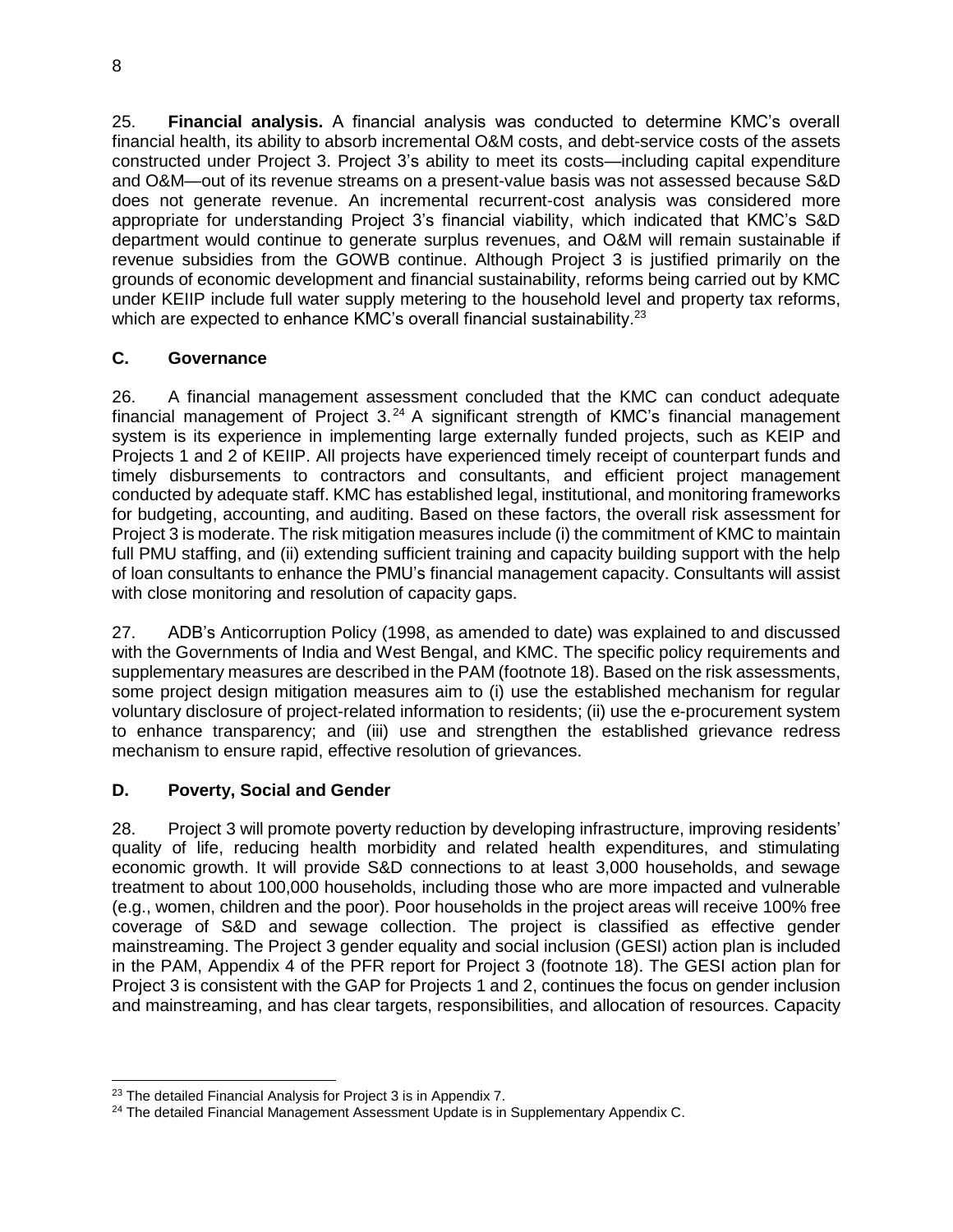25. **Financial analysis.** A financial analysis was conducted to determine KMC's overall financial health, its ability to absorb incremental O&M costs, and debt-service costs of the assets constructed under Project 3. Project 3's ability to meet its costs—including capital expenditure and O&M—out of its revenue streams on a present-value basis was not assessed because S&D does not generate revenue. An incremental recurrent-cost analysis was considered more appropriate for understanding Project 3's financial viability, which indicated that KMC's S&D department would continue to generate surplus revenues, and O&M will remain sustainable if revenue subsidies from the GOWB continue. Although Project 3 is justified primarily on the grounds of economic development and financial sustainability, reforms being carried out by KMC under KEIIP include full water supply metering to the household level and property tax reforms, which are expected to enhance KMC's overall financial sustainability.[23]

## C. Governance

26. A financial management assessment concluded that the KMC can conduct adequate financial management of Project 3.[24] A significant strength of KMC's financial management system is its experience in implementing large externally funded projects, such as KEIP and Projects 1 and 2 of KEIIP. All projects have experienced timely receipt of counterpart funds and timely disbursements to contractors and consultants, and efficient project management conducted by adequate staff. KMC has established legal, institutional, and monitoring frameworks for budgeting, accounting, and auditing. Based on these factors, the overall risk assessment for Project 3 is moderate. The risk mitigation measures include (i) the commitment of KMC to maintain full PMU staffing, and (ii) extending sufficient training and capacity building support with the help of loan consultants to enhance the PMU's financial management capacity. Consultants will assist with close monitoring and resolution of capacity gaps.

27. ADB's Anticorruption Policy (1998, as amended to date) was explained to and discussed with the Governments of India and West Bengal, and KMC. The specific policy requirements and supplementary measures are described in the PAM (footnote 18). Based on the risk assessments, some project design mitigation measures aim to (i) use the established mechanism for regular voluntary disclosure of project-related information to residents; (ii) use the e-procurement system to enhance transparency; and (iii) use and strengthen the established grievance redress mechanism to ensure rapid, effective resolution of grievances.

## D. Poverty, Social and Gender

28. Project 3 will promote poverty reduction by developing infrastructure, improving residents' quality of life, reducing health morbidity and related health expenditures, and stimulating economic growth. It will provide S&D connections to at least 3,000 households, and sewage treatment to about 100,000 households, including those who are more impacted and vulnerable (e.g., women, children and the poor). Poor households in the project areas will receive 100% free coverage of S&D and sewage collection. The project is classified as effective gender mainstreaming. The Project 3 gender equality and social inclusion (GESI) action plan is included in the PAM, Appendix 4 of the PFR report for Project 3 (footnote 18). The GESI action plan for Project 3 is consistent with the GAP for Projects 1 and 2, continues the focus on gender inclusion and mainstreaming, and has clear targets, responsibilities, and allocation of resources. Capacity

---

[23] The detailed Financial Analysis for Project 3 is in Appendix 7.

[24] The detailed Financial Management Assessment Update is in Supplementary Appendix C.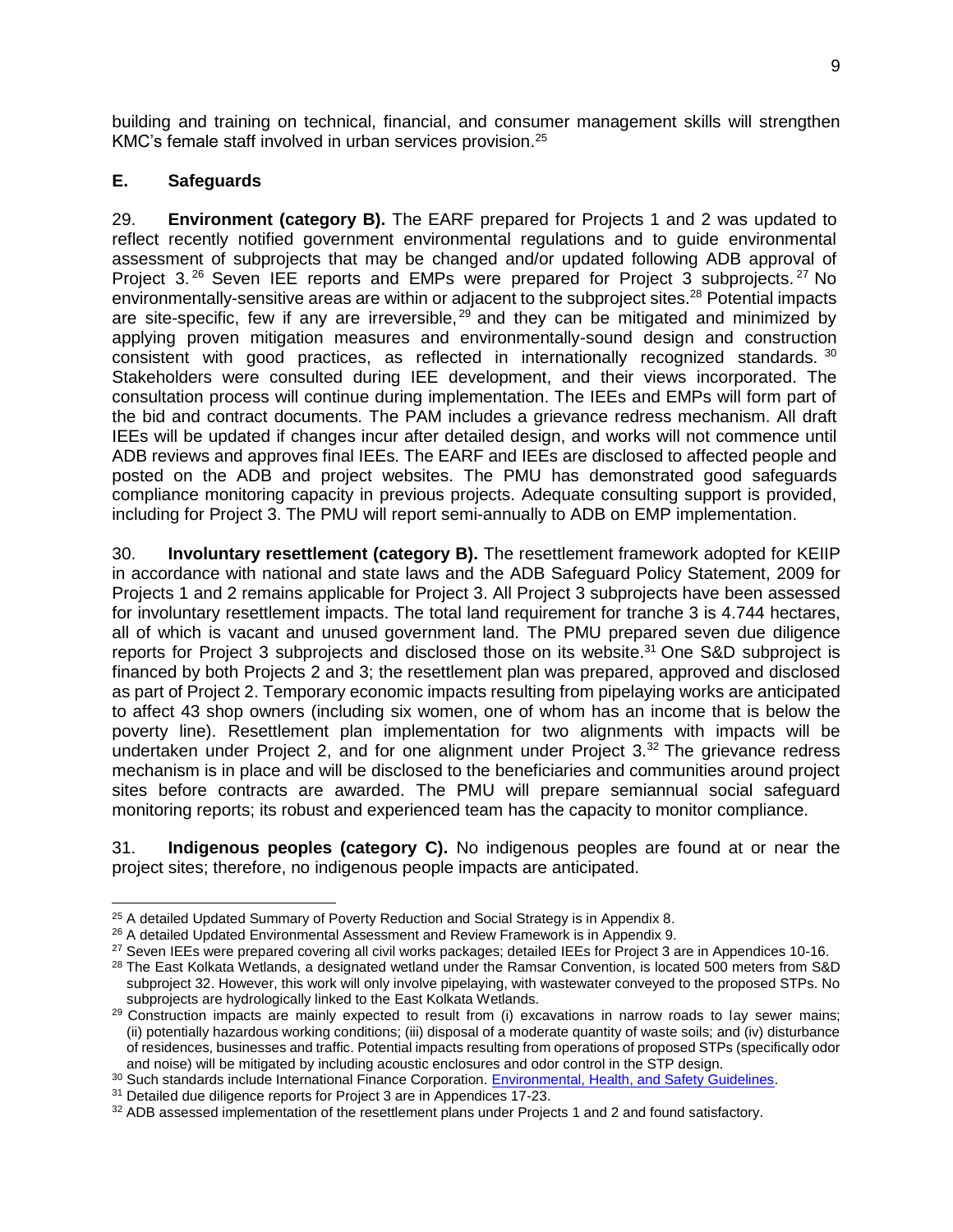building and training on technical, financial, and consumer management skills will strengthen KMC's female staff involved in urban services provision.[25]

### E. Safeguards

29. **Environment (category B).** The EARF prepared for Projects 1 and 2 was updated to reflect recently notified government environmental regulations and to guide environmental assessment of subprojects that may be changed and/or updated following ADB approval of Project 3.[26] Seven IEE reports and EMPs were prepared for Project 3 subprojects.[27] No environmentally-sensitive areas are within or adjacent to the subproject sites.[28] Potential impacts are site-specific, few if any are irreversible,[29] and they can be mitigated and minimized by applying proven mitigation measures and environmentally-sound design and construction consistent with good practices, as reflected in internationally recognized standards.[30] Stakeholders were consulted during IEE development, and their views incorporated. The consultation process will continue during implementation. The IEEs and EMPs will form part of the bid and contract documents. The PAM includes a grievance redress mechanism. All draft IEEs will be updated if changes incur after detailed design, and works will not commence until ADB reviews and approves final IEEs. The EARF and IEEs are disclosed to affected people and posted on the ADB and project websites. The PMU has demonstrated good safeguards compliance monitoring capacity in previous projects. Adequate consulting support is provided, including for Project 3. The PMU will report semi-annually to ADB on EMP implementation.

30. **Involuntary resettlement (category B).** The resettlement framework adopted for KEIIP in accordance with national and state laws and the ADB Safeguard Policy Statement, 2009 for Projects 1 and 2 remains applicable for Project 3. All Project 3 subprojects have been assessed for involuntary resettlement impacts. The total land requirement for tranche 3 is 4.744 hectares, all of which is vacant and unused government land. The PMU prepared seven due diligence reports for Project 3 subprojects and disclosed those on its website.[31] One S&D subproject is financed by both Projects 2 and 3; the resettlement plan was prepared, approved and disclosed as part of Project 2. Temporary economic impacts resulting from pipelaying works are anticipated to affect 43 shop owners (including six women, one of whom has an income that is below the poverty line). Resettlement plan implementation for two alignments with impacts will be undertaken under Project 2, and for one alignment under Project 3.[32] The grievance redress mechanism is in place and will be disclosed to the beneficiaries and communities around project sites before contracts are awarded. The PMU will prepare semiannual social safeguard monitoring reports; its robust and experienced team has the capacity to monitor compliance.

31. **Indigenous peoples (category C).** No indigenous peoples are found at or near the project sites; therefore, no indigenous people impacts are anticipated.

---

[25] A detailed Updated Summary of Poverty Reduction and Social Strategy is in Appendix 8.

[26] A detailed Updated Environmental Assessment and Review Framework is in Appendix 9.

[27] Seven IEEs were prepared covering all civil works packages; detailed IEEs for Project 3 are in Appendices 10-16.

[28] The East Kolkata Wetlands, a designated wetland under the Ramsar Convention, is located 500 meters from S&D subproject 32. However, this work will only involve pipelaying, with wastewater conveyed to the proposed STPs. No subprojects are hydrologically linked to the East Kolkata Wetlands.

[29] Construction impacts are mainly expected to result from (i) excavations in narrow roads to lay sewer mains; (ii) potentially hazardous working conditions; (iii) disposal of a moderate quantity of waste soils; and (iv) disturbance of residences, businesses and traffic. Potential impacts resulting from operations of proposed STPs (specifically odor and noise) will be mitigated by including acoustic enclosures and odor control in the STP design.

[30] Such standards include International Finance Corporation. Environmental, Health, and Safety Guidelines.

[31] Detailed due diligence reports for Project 3 are in Appendices 17-23.

[32] ADB assessed implementation of the resettlement plans under Projects 1 and 2 and found satisfactory.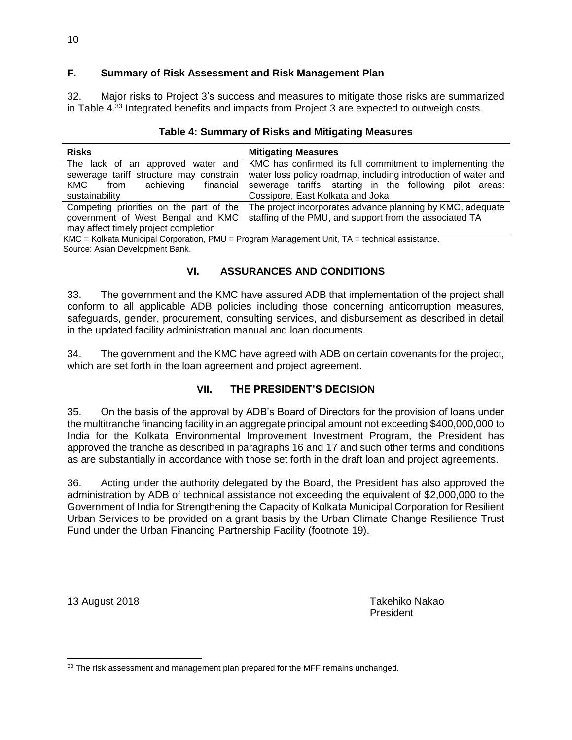### F. Summary of Risk Assessment and Risk Management Plan

32. Major risks to Project 3's success and measures to mitigate those risks are summarized in Table 4.[33] Integrated benefits and impacts from Project 3 are expected to outweigh costs.

**Table 4: Summary of Risks and Mitigating Measures**

| Risks | Mitigating Measures |
| --- | --- |
| The lack of an approved water and sewerage tariff structure may constrain KMC from achieving financial sustainability | KMC has confirmed its full commitment to implementing the water loss policy roadmap, including introduction of water and sewerage tariffs, starting in the following pilot areas: Cossipore, East Kolkata and Joka |
| Competing priorities on the part of the government of West Bengal and KMC may affect timely project completion | The project incorporates advance planning by KMC, adequate staffing of the PMU, and support from the associated TA |

KMC = Kolkata Municipal Corporation, PMU = Program Management Unit, TA = technical assistance.
Source: Asian Development Bank.

## VI. ASSURANCES AND CONDITIONS

33. The government and the KMC have assured ADB that implementation of the project shall conform to all applicable ADB policies including those concerning anticorruption measures, safeguards, gender, procurement, consulting services, and disbursement as described in detail in the updated facility administration manual and loan documents.

34. The government and the KMC have agreed with ADB on certain covenants for the project, which are set forth in the loan agreement and project agreement.

## VII. THE PRESIDENT'S DECISION

35. On the basis of the approval by ADB's Board of Directors for the provision of loans under the multitranche financing facility in an aggregate principal amount not exceeding $400,000,000 to India for the Kolkata Environmental Improvement Investment Program, the President has approved the tranche as described in paragraphs 16 and 17 and such other terms and conditions as are substantially in accordance with those set forth in the draft loan and project agreements.

36. Acting under the authority delegated by the Board, the President has also approved the administration by ADB of technical assistance not exceeding the equivalent of $2,000,000 to the Government of India for Strengthening the Capacity of Kolkata Municipal Corporation for Resilient Urban Services to be provided on a grant basis by the Urban Climate Change Resilience Trust Fund under the Urban Financing Partnership Facility (footnote 19).

13 August 2018

Takehiko Nakao
President

[33] The risk assessment and management plan prepared for the MFF remains unchanged.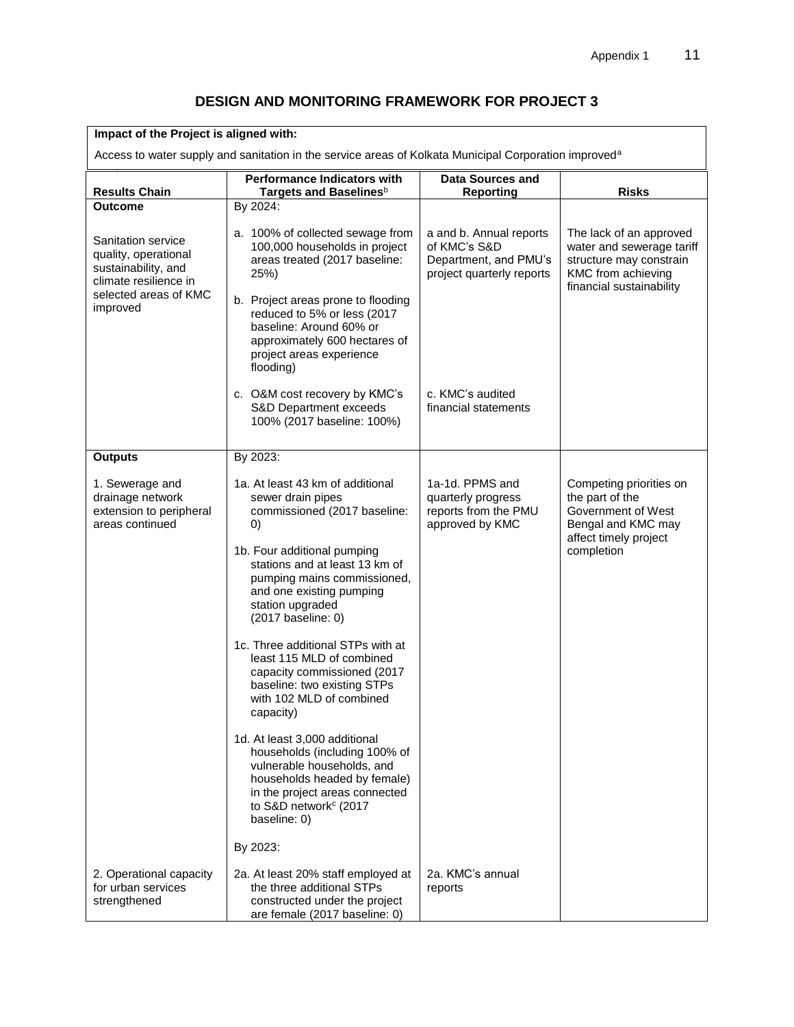## DESIGN AND MONITORING FRAMEWORK FOR PROJECT 3

**Impact of the Project is aligned with:**

Access to water supply and sanitation in the service areas of Kolkata Municipal Corporation improved[a]

| Results Chain | Performance Indicators with Targets and Baselines[b] | Data Sources and Reporting | Risks |
|---|---|---|---|
| **Outcome** | By 2024: | | |
| Sanitation service quality, operational sustainability, and climate resilience in selected areas of KMC improved | a. 100% of collected sewage from 100,000 households in project areas treated (2017 baseline: 25%) | a and b. Annual reports of KMC's S&D Department, and PMU's project quarterly reports | The lack of an approved water and sewerage tariff structure may constrain KMC from achieving financial sustainability |
| | b. Project areas prone to flooding reduced to 5% or less (2017 baseline: Around 60% or approximately 600 hectares of project areas experience flooding) | | |
| | c. O&M cost recovery by KMC's S&D Department exceeds 100% (2017 baseline: 100%) | c. KMC's audited financial statements | |
| **Outputs** | By 2023: | | |
| 1. Sewerage and drainage network extension to peripheral areas continued | 1a. At least 43 km of additional sewer drain pipes commissioned (2017 baseline: 0) | 1a-1d. PPMS and quarterly progress reports from the PMU approved by KMC | Competing priorities on the part of the Government of West Bengal and KMC may affect timely project completion |
| | 1b. Four additional pumping stations and at least 13 km of pumping mains commissioned, and one existing pumping station upgraded (2017 baseline: 0) | | |
| | 1c. Three additional STPs with at least 115 MLD of combined capacity commissioned (2017 baseline: two existing STPs with 102 MLD of combined capacity) | | |
| | 1d. At least 3,000 additional households (including 100% of vulnerable households, and households headed by female) in the project areas connected to S&D network[c] (2017 baseline: 0) | | |
| | By 2023: | | |
| 2. Operational capacity for urban services strengthened | 2a. At least 20% staff employed at the three additional STPs constructed under the project are female (2017 baseline: 0) | 2a. KMC's annual reports | |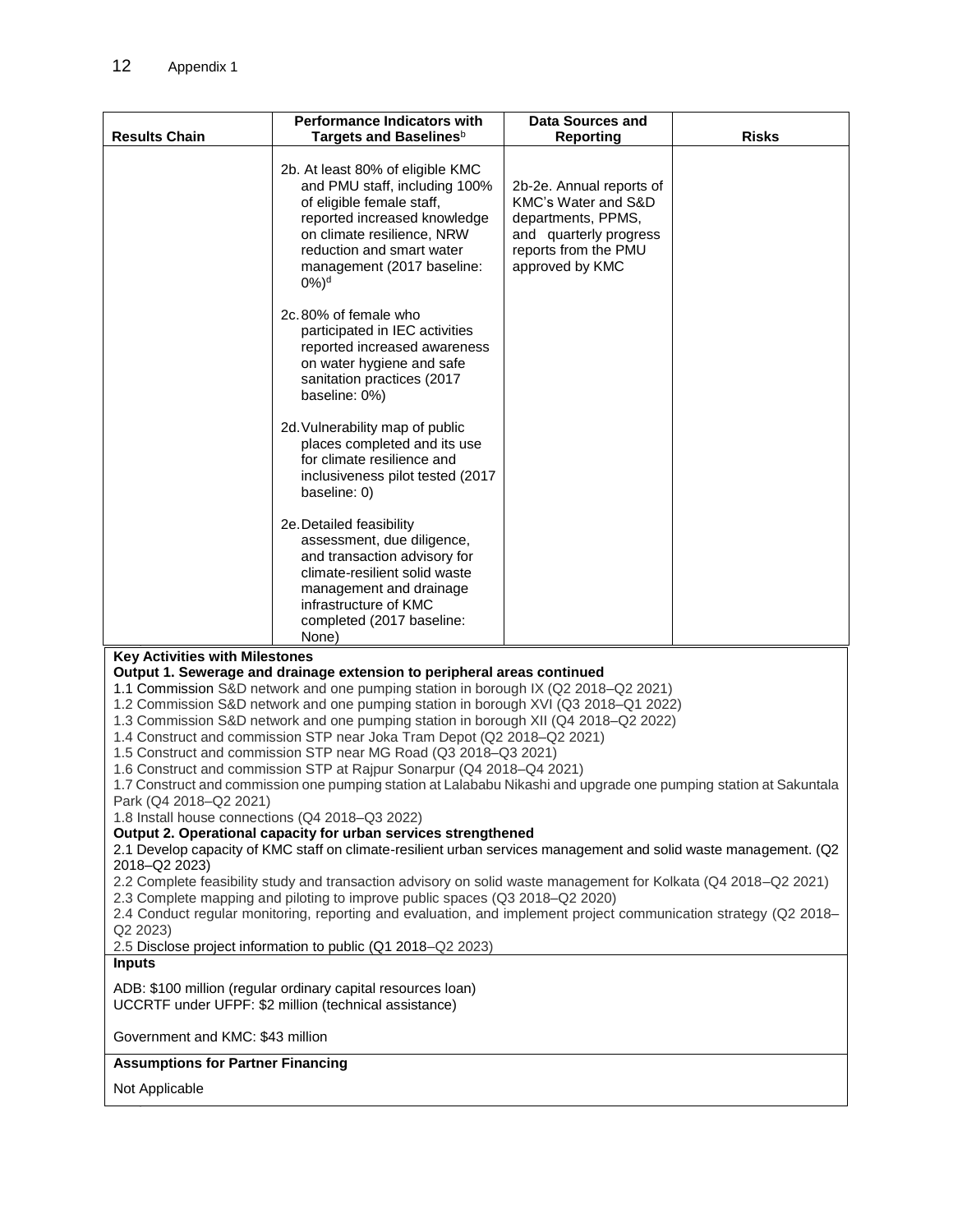| Results Chain | Performance Indicators with Targets and Baselines[b] | Data Sources and Reporting | Risks |
|---|---|---|---|
| | 2b. At least 80% of eligible KMC and PMU staff, including 100% of eligible female staff, reported increased knowledge on climate resilience, NRW reduction and smart water management (2017 baseline: 0%)[d]<br><br>2c. 80% of female who participated in IEC activities reported increased awareness on water hygiene and safe sanitation practices (2017 baseline: 0%)<br><br>2d. Vulnerability map of public places completed and its use for climate resilience and inclusiveness pilot tested (2017 baseline: 0)<br><br>2e. Detailed feasibility assessment, due diligence, and transaction advisory for climate-resilient solid waste management and drainage infrastructure of KMC completed (2017 baseline: None) | 2b-2e. Annual reports of KMC's Water and S&D departments, PPMS, and quarterly progress reports from the PMU approved by KMC | |

**Key Activities with Milestones**

**Output 1. Sewerage and drainage extension to peripheral areas continued**

1.1 Commission S&D network and one pumping station in borough IX (Q2 2018–Q2 2021)
1.2 Commission S&D network and one pumping station in borough XVI (Q3 2018–Q1 2022)
1.3 Commission S&D network and one pumping station in borough XII (Q4 2018–Q2 2022)
1.4 Construct and commission STP near Joka Tram Depot (Q2 2018–Q2 2021)
1.5 Construct and commission STP near MG Road (Q3 2018–Q3 2021)
1.6 Construct and commission STP at Rajpur Sonarpur (Q4 2018–Q4 2021)
1.7 Construct and commission one pumping station at Lalababu Nikashi and upgrade one pumping station at Sakuntala Park (Q4 2018–Q2 2021)
1.8 Install house connections (Q4 2018–Q3 2022)

**Output 2. Operational capacity for urban services strengthened**

2.1 Develop capacity of KMC staff on climate-resilient urban services management and solid waste management. (Q2 2018–Q2 2023)
2.2 Complete feasibility study and transaction advisory on solid waste management for Kolkata (Q4 2018–Q2 2021)
2.3 Complete mapping and piloting to improve public spaces (Q3 2018–Q2 2020)
2.4 Conduct regular monitoring, reporting and evaluation, and implement project communication strategy (Q2 2018–Q2 2023)
2.5 Disclose project information to public (Q1 2018–Q2 2023)

**Inputs**

ADB: $100 million (regular ordinary capital resources loan)
UCCRTF under UFPF: $2 million (technical assistance)

Government and KMC: $43 million

**Assumptions for Partner Financing**

Not Applicable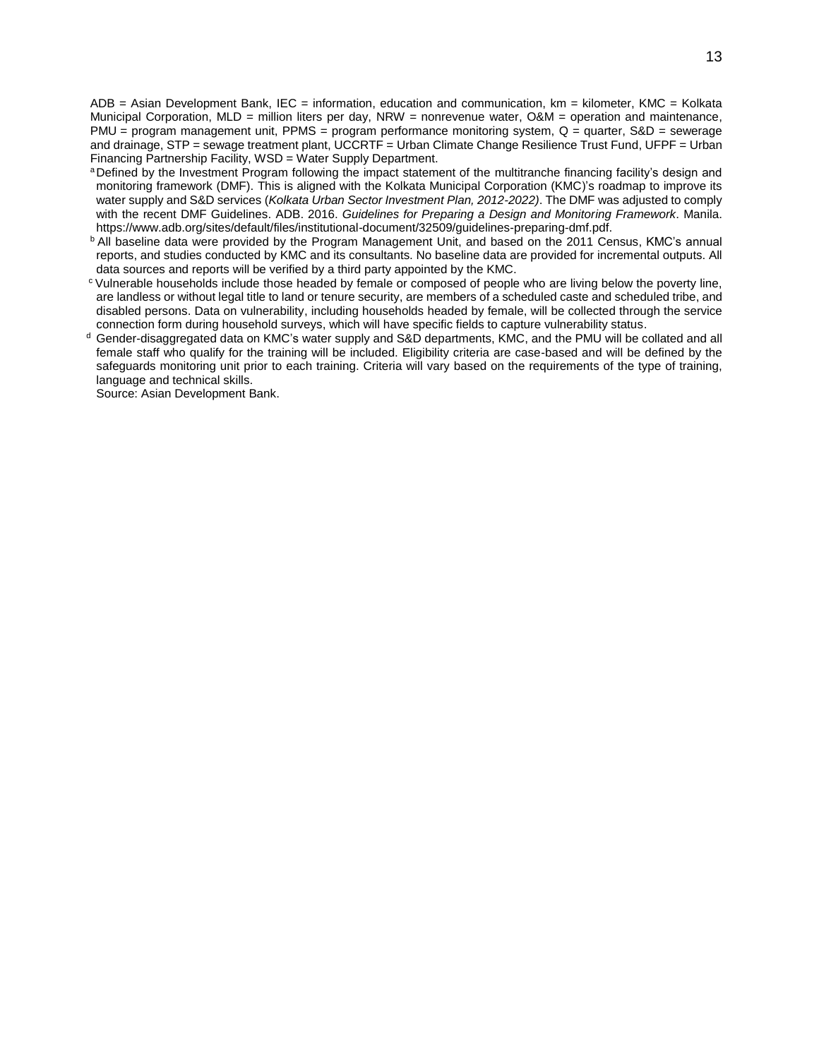ADB = Asian Development Bank, IEC = information, education and communication, km = kilometer, KMC = Kolkata Municipal Corporation, MLD = million liters per day, NRW = nonrevenue water, O&M = operation and maintenance, PMU = program management unit, PPMS = program performance monitoring system, Q = quarter, S&D = sewerage and drainage, STP = sewage treatment plant, UCCRTF = Urban Climate Change Resilience Trust Fund, UFPF = Urban Financing Partnership Facility, WSD = Water Supply Department.

[a] Defined by the Investment Program following the impact statement of the multitranche financing facility's design and monitoring framework (DMF). This is aligned with the Kolkata Municipal Corporation (KMC)'s roadmap to improve its water supply and S&D services (*Kolkata Urban Sector Investment Plan, 2012-2022)*. The DMF was adjusted to comply with the recent DMF Guidelines. ADB. 2016. *Guidelines for Preparing a Design and Monitoring Framework*. Manila. https://www.adb.org/sites/default/files/institutional-document/32509/guidelines-preparing-dmf.pdf.

[b] All baseline data were provided by the Program Management Unit, and based on the 2011 Census, KMC's annual reports, and studies conducted by KMC and its consultants. No baseline data are provided for incremental outputs. All data sources and reports will be verified by a third party appointed by the KMC.

[c] Vulnerable households include those headed by female or composed of people who are living below the poverty line, are landless or without legal title to land or tenure security, are members of a scheduled caste and scheduled tribe, and disabled persons. Data on vulnerability, including households headed by female, will be collected through the service connection form during household surveys, which will have specific fields to capture vulnerability status.

[d] Gender-disaggregated data on KMC's water supply and S&D departments, KMC, and the PMU will be collated and all female staff who qualify for the training will be included. Eligibility criteria are case-based and will be defined by the safeguards monitoring unit prior to each training. Criteria will vary based on the requirements of the type of training, language and technical skills.

Source: Asian Development Bank.